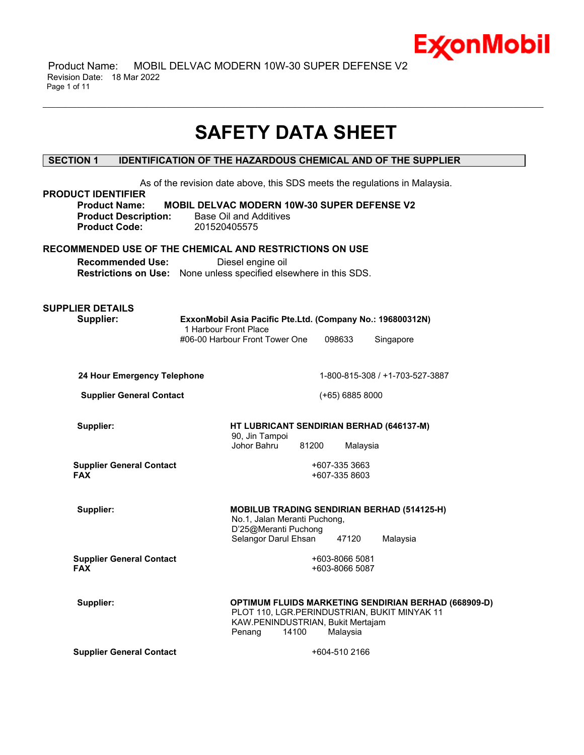# SAFETY DATA SHEET

## SECTION 1 IDENTIFICATION OF THE HAZARDOUS CHEMICAL AND OF THE SUPPLIER

As of the revision date above, this SDS meets the regulations in Malaysia.

### PRODUCT IDENTIFIER

**Product Name:** **MOBIL DELVAC MODERN 10W-30 SUPER DEFENSE V2**
**Product Description:** Base Oil and Additives
**Product Code:** 201520405575

### RECOMMENDED USE OF THE CHEMICAL AND RESTRICTIONS ON USE

**Recommended Use:** Diesel engine oil
**Restrictions on Use:** None unless specified elsewhere in this SDS.

### SUPPLIER DETAILS

**Supplier:** **ExxonMobil Asia Pacific Pte.Ltd. (Company No.: 196800312N)**
1 Harbour Front Place
#06-00 Harbour Front Tower One 098633 Singapore

**24 Hour Emergency Telephone** 1-800-815-308 / +1-703-527-3887

**Supplier General Contact** (+65) 6885 8000

**Supplier:** **HT LUBRICANT SENDIRIAN BERHAD (646137-M)**
90, Jin Tampoi
Johor Bahru 81200 Malaysia

**Supplier General Contact** +607-335 3663
**FAX** +607-335 8603

**Supplier:** **MOBILUB TRADING SENDIRIAN BERHAD (514125-H)**
No.1, Jalan Meranti Puchong,
D'25@Meranti Puchong
Selangor Darul Ehsan 47120 Malaysia

**Supplier General Contact** +603-8066 5081
**FAX** +603-8066 5087

**Supplier:** **OPTIMUM FLUIDS MARKETING SENDIRIAN BERHAD (668909-D)**
PLOT 110, LGR.PERINDUSTRIAN, BUKIT MINYAK 11
KAW.PENINDUSTRIAN, Bukit Mertajam
Penang 14100 Malaysia

**Supplier General Contact** +604-510 2166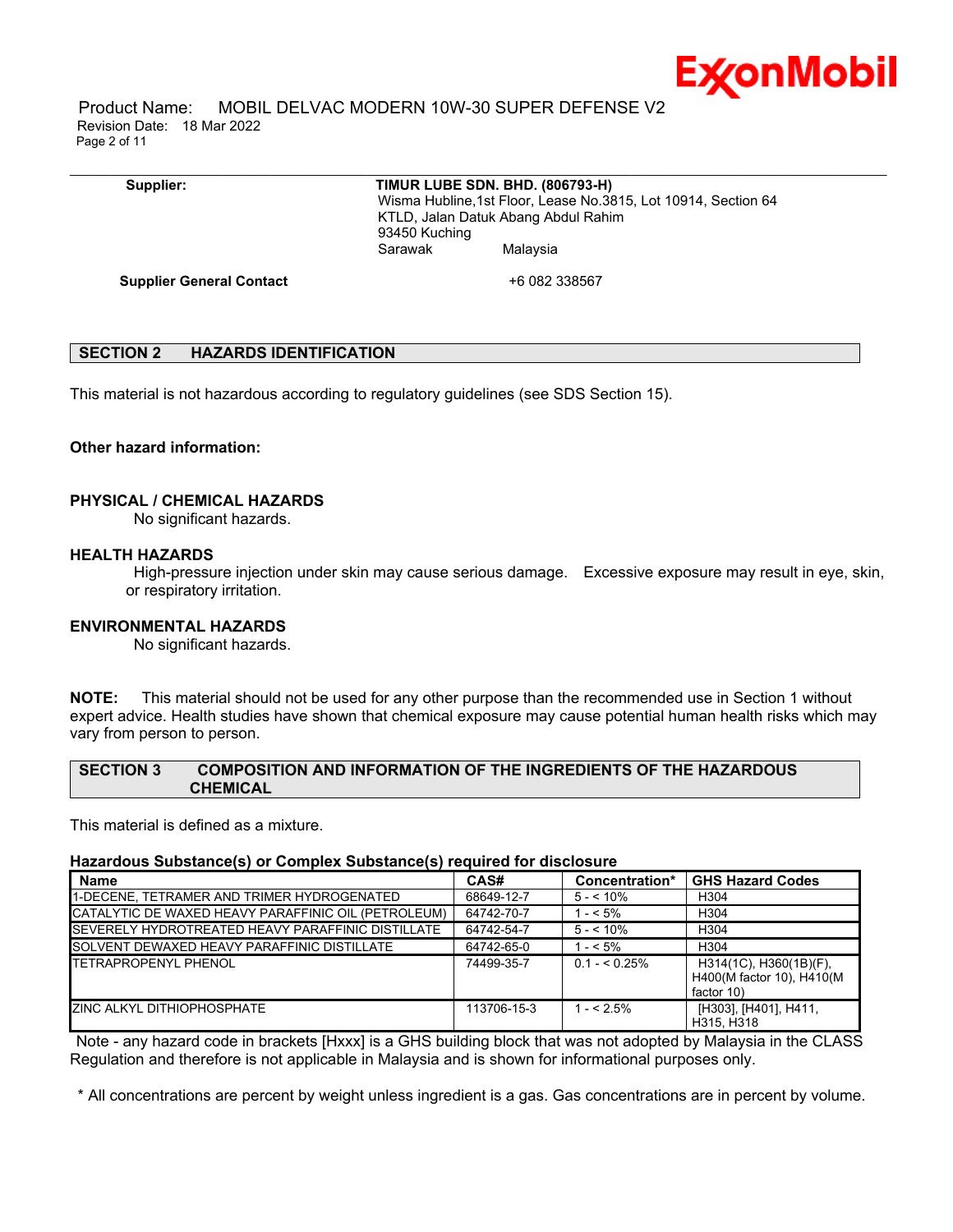**Supplier:** **TIMUR LUBE SDN. BHD. (806793-H)**
Wisma Hubline,1st Floor, Lease No.3815, Lot 10914, Section 64
KTLD, Jalan Datuk Abang Abdul Rahim
93450 Kuching
Sarawak Malaysia

**Supplier General Contact** +6 082 338567

## SECTION 2 HAZARDS IDENTIFICATION

This material is not hazardous according to regulatory guidelines (see SDS Section 15).

**Other hazard information:**

**PHYSICAL / CHEMICAL HAZARDS**

No significant hazards.

**HEALTH HAZARDS**

High-pressure injection under skin may cause serious damage. Excessive exposure may result in eye, skin, or respiratory irritation.

**ENVIRONMENTAL HAZARDS**

No significant hazards.

**NOTE:** This material should not be used for any other purpose than the recommended use in Section 1 without expert advice. Health studies have shown that chemical exposure may cause potential human health risks which may vary from person to person.

## SECTION 3 COMPOSITION AND INFORMATION OF THE INGREDIENTS OF THE HAZARDOUS CHEMICAL

This material is defined as a mixture.

**Hazardous Substance(s) or Complex Substance(s) required for disclosure**

| Name | CAS# | Concentration* | GHS Hazard Codes |
|---|---|---|---|
| 1-DECENE, TETRAMER AND TRIMER HYDROGENATED | 68649-12-7 | 5 - < 10% | H304 |
| CATALYTIC DE WAXED HEAVY PARAFFINIC OIL (PETROLEUM) | 64742-70-7 | 1 - < 5% | H304 |
| SEVERELY HYDROTREATED HEAVY PARAFFINIC DISTILLATE | 64742-54-7 | 5 - < 10% | H304 |
| SOLVENT DEWAXED HEAVY PARAFFINIC DISTILLATE | 64742-65-0 | 1 - < 5% | H304 |
| TETRAPROPENYL PHENOL | 74499-35-7 | 0.1 - < 0.25% | H314(1C), H360(1B)(F), H400(M factor 10), H410(M factor 10) |
| ZINC ALKYL DITHIOPHOSPHATE | 113706-15-3 | 1 - < 2.5% | [H303], [H401], H411, H315, H318 |

Note - any hazard code in brackets [Hxxx] is a GHS building block that was not adopted by Malaysia in the CLASS Regulation and therefore is not applicable in Malaysia and is shown for informational purposes only.

\* All concentrations are percent by weight unless ingredient is a gas. Gas concentrations are in percent by volume.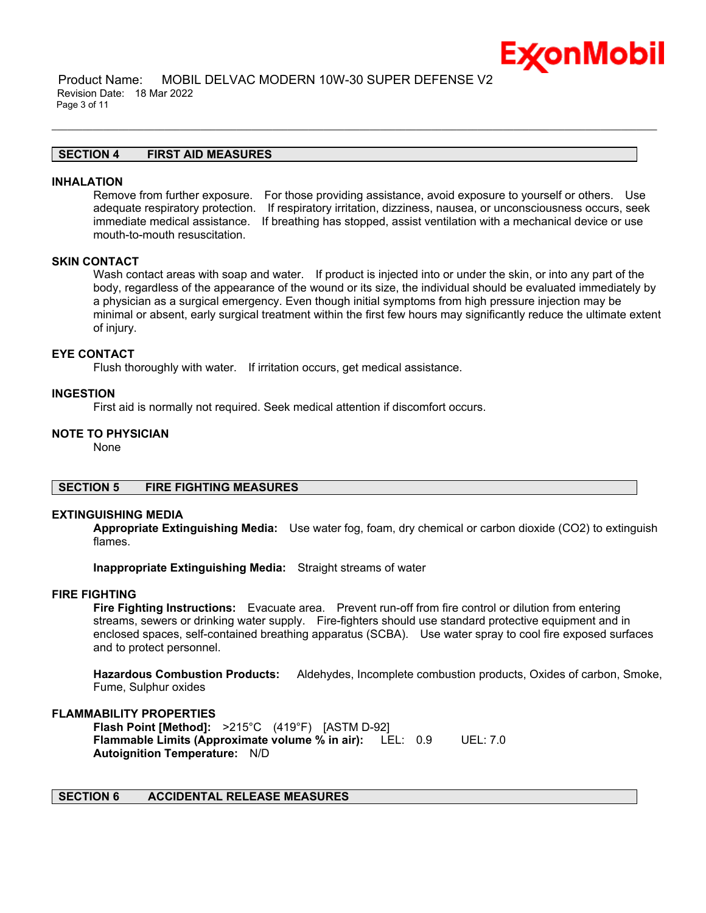## SECTION 4 FIRST AID MEASURES

### INHALATION

Remove from further exposure. For those providing assistance, avoid exposure to yourself or others. Use adequate respiratory protection. If respiratory irritation, dizziness, nausea, or unconsciousness occurs, seek immediate medical assistance. If breathing has stopped, assist ventilation with a mechanical device or use mouth-to-mouth resuscitation.

### SKIN CONTACT

Wash contact areas with soap and water. If product is injected into or under the skin, or into any part of the body, regardless of the appearance of the wound or its size, the individual should be evaluated immediately by a physician as a surgical emergency. Even though initial symptoms from high pressure injection may be minimal or absent, early surgical treatment within the first few hours may significantly reduce the ultimate extent of injury.

### EYE CONTACT

Flush thoroughly with water. If irritation occurs, get medical assistance.

### INGESTION

First aid is normally not required. Seek medical attention if discomfort occurs.

### NOTE TO PHYSICIAN

None

## SECTION 5 FIRE FIGHTING MEASURES

### EXTINGUISHING MEDIA

**Appropriate Extinguishing Media:** Use water fog, foam, dry chemical or carbon dioxide (CO2) to extinguish flames.

**Inappropriate Extinguishing Media:** Straight streams of water

### FIRE FIGHTING

**Fire Fighting Instructions:** Evacuate area. Prevent run-off from fire control or dilution from entering streams, sewers or drinking water supply. Fire-fighters should use standard protective equipment and in enclosed spaces, self-contained breathing apparatus (SCBA). Use water spray to cool fire exposed surfaces and to protect personnel.

**Hazardous Combustion Products:** Aldehydes, Incomplete combustion products, Oxides of carbon, Smoke, Fume, Sulphur oxides

### FLAMMABILITY PROPERTIES

**Flash Point [Method]:** >215°C (419°F) [ASTM D-92]
**Flammable Limits (Approximate volume % in air):** LEL: 0.9 UEL: 7.0
**Autoignition Temperature:** N/D

## SECTION 6 ACCIDENTAL RELEASE MEASURES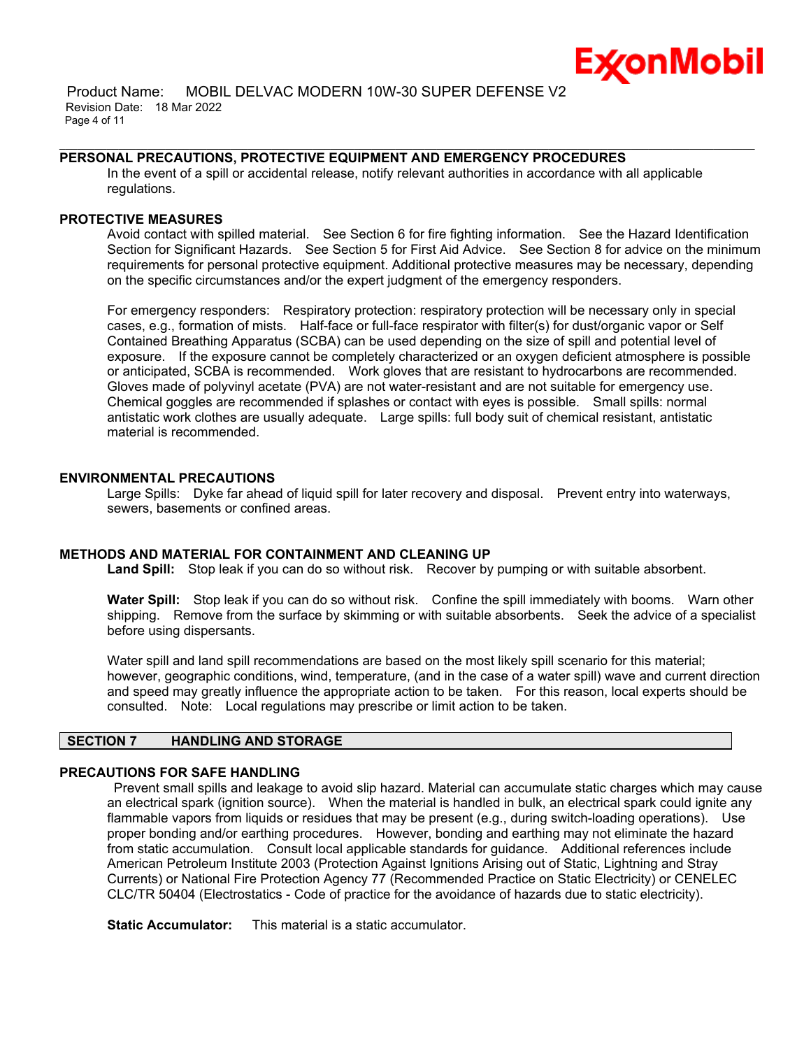### PERSONAL PRECAUTIONS, PROTECTIVE EQUIPMENT AND EMERGENCY PROCEDURES

In the event of a spill or accidental release, notify relevant authorities in accordance with all applicable regulations.

### PROTECTIVE MEASURES

Avoid contact with spilled material. See Section 6 for fire fighting information. See the Hazard Identification Section for Significant Hazards. See Section 5 for First Aid Advice. See Section 8 for advice on the minimum requirements for personal protective equipment. Additional protective measures may be necessary, depending on the specific circumstances and/or the expert judgment of the emergency responders.

For emergency responders: Respiratory protection: respiratory protection will be necessary only in special cases, e.g., formation of mists. Half-face or full-face respirator with filter(s) for dust/organic vapor or Self Contained Breathing Apparatus (SCBA) can be used depending on the size of spill and potential level of exposure. If the exposure cannot be completely characterized or an oxygen deficient atmosphere is possible or anticipated, SCBA is recommended. Work gloves that are resistant to hydrocarbons are recommended. Gloves made of polyvinyl acetate (PVA) are not water-resistant and are not suitable for emergency use. Chemical goggles are recommended if splashes or contact with eyes is possible. Small spills: normal antistatic work clothes are usually adequate. Large spills: full body suit of chemical resistant, antistatic material is recommended.

### ENVIRONMENTAL PRECAUTIONS

Large Spills: Dyke far ahead of liquid spill for later recovery and disposal. Prevent entry into waterways, sewers, basements or confined areas.

### METHODS AND MATERIAL FOR CONTAINMENT AND CLEANING UP

**Land Spill:** Stop leak if you can do so without risk. Recover by pumping or with suitable absorbent.

**Water Spill:** Stop leak if you can do so without risk. Confine the spill immediately with booms. Warn other shipping. Remove from the surface by skimming or with suitable absorbents. Seek the advice of a specialist before using dispersants.

Water spill and land spill recommendations are based on the most likely spill scenario for this material; however, geographic conditions, wind, temperature, (and in the case of a water spill) wave and current direction and speed may greatly influence the appropriate action to be taken. For this reason, local experts should be consulted. Note: Local regulations may prescribe or limit action to be taken.

## SECTION 7 HANDLING AND STORAGE

### PRECAUTIONS FOR SAFE HANDLING

Prevent small spills and leakage to avoid slip hazard. Material can accumulate static charges which may cause an electrical spark (ignition source). When the material is handled in bulk, an electrical spark could ignite any flammable vapors from liquids or residues that may be present (e.g., during switch-loading operations). Use proper bonding and/or earthing procedures. However, bonding and earthing may not eliminate the hazard from static accumulation. Consult local applicable standards for guidance. Additional references include American Petroleum Institute 2003 (Protection Against Ignitions Arising out of Static, Lightning and Stray Currents) or National Fire Protection Agency 77 (Recommended Practice on Static Electricity) or CENELEC CLC/TR 50404 (Electrostatics - Code of practice for the avoidance of hazards due to static electricity).

**Static Accumulator:** This material is a static accumulator.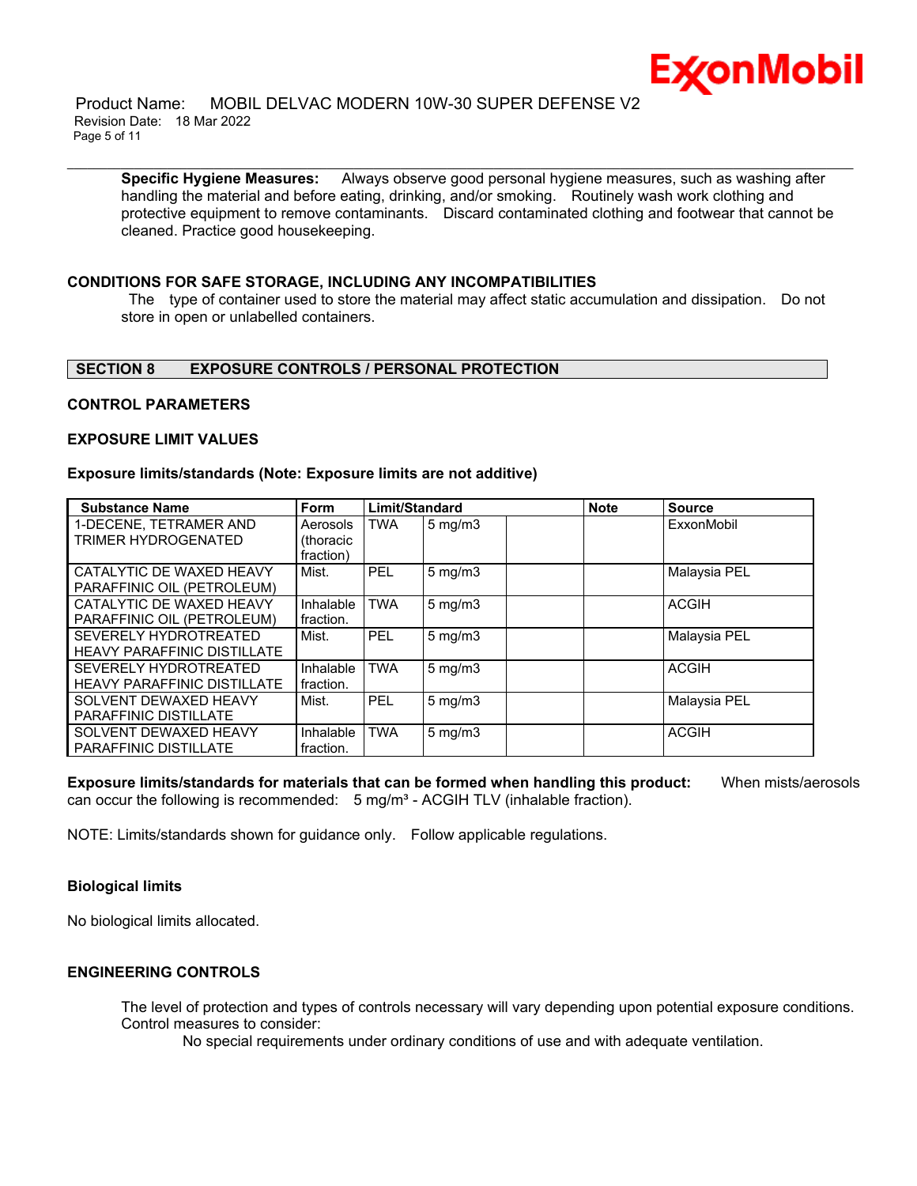**Specific Hygiene Measures:** Always observe good personal hygiene measures, such as washing after handling the material and before eating, drinking, and/or smoking. Routinely wash work clothing and protective equipment to remove contaminants. Discard contaminated clothing and footwear that cannot be cleaned. Practice good housekeeping.

### CONDITIONS FOR SAFE STORAGE, INCLUDING ANY INCOMPATIBILITIES

The type of container used to store the material may affect static accumulation and dissipation. Do not store in open or unlabelled containers.

## SECTION 8 EXPOSURE CONTROLS / PERSONAL PROTECTION

### CONTROL PARAMETERS

### EXPOSURE LIMIT VALUES

**Exposure limits/standards (Note: Exposure limits are not additive)**

| Substance Name | Form | Limit/Standard | | | Note | Source |
|---|---|---|---|---|---|---|
| 1-DECENE, TETRAMER AND TRIMER HYDROGENATED | Aerosols (thoracic fraction) | TWA | 5 mg/m3 | | | ExxonMobil |
| CATALYTIC DE WAXED HEAVY PARAFFINIC OIL (PETROLEUM) | Mist. | PEL | 5 mg/m3 | | | Malaysia PEL |
| CATALYTIC DE WAXED HEAVY PARAFFINIC OIL (PETROLEUM) | Inhalable fraction. | TWA | 5 mg/m3 | | | ACGIH |
| SEVERELY HYDROTREATED HEAVY PARAFFINIC DISTILLATE | Mist. | PEL | 5 mg/m3 | | | Malaysia PEL |
| SEVERELY HYDROTREATED HEAVY PARAFFINIC DISTILLATE | Inhalable fraction. | TWA | 5 mg/m3 | | | ACGIH |
| SOLVENT DEWAXED HEAVY PARAFFINIC DISTILLATE | Mist. | PEL | 5 mg/m3 | | | Malaysia PEL |
| SOLVENT DEWAXED HEAVY PARAFFINIC DISTILLATE | Inhalable fraction. | TWA | 5 mg/m3 | | | ACGIH |

**Exposure limits/standards for materials that can be formed when handling this product:** When mists/aerosols can occur the following is recommended: 5 mg/m³ - ACGIH TLV (inhalable fraction).

NOTE: Limits/standards shown for guidance only. Follow applicable regulations.

**Biological limits**

No biological limits allocated.

### ENGINEERING CONTROLS

The level of protection and types of controls necessary will vary depending upon potential exposure conditions. Control measures to consider:

No special requirements under ordinary conditions of use and with adequate ventilation.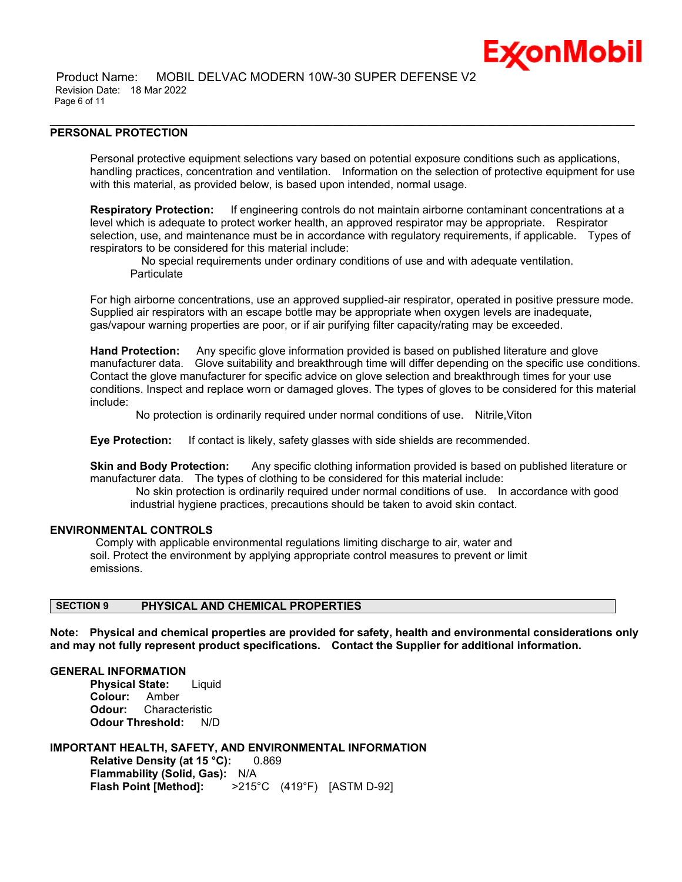### PERSONAL PROTECTION

Personal protective equipment selections vary based on potential exposure conditions such as applications, handling practices, concentration and ventilation. Information on the selection of protective equipment for use with this material, as provided below, is based upon intended, normal usage.

**Respiratory Protection:** If engineering controls do not maintain airborne contaminant concentrations at a level which is adequate to protect worker health, an approved respirator may be appropriate. Respirator selection, use, and maintenance must be in accordance with regulatory requirements, if applicable. Types of respirators to be considered for this material include:

No special requirements under ordinary conditions of use and with adequate ventilation.
Particulate

For high airborne concentrations, use an approved supplied-air respirator, operated in positive pressure mode. Supplied air respirators with an escape bottle may be appropriate when oxygen levels are inadequate, gas/vapour warning properties are poor, or if air purifying filter capacity/rating may be exceeded.

**Hand Protection:** Any specific glove information provided is based on published literature and glove manufacturer data. Glove suitability and breakthrough time will differ depending on the specific use conditions. Contact the glove manufacturer for specific advice on glove selection and breakthrough times for your use conditions. Inspect and replace worn or damaged gloves. The types of gloves to be considered for this material include:

No protection is ordinarily required under normal conditions of use. Nitrile,Viton

**Eye Protection:** If contact is likely, safety glasses with side shields are recommended.

**Skin and Body Protection:** Any specific clothing information provided is based on published literature or manufacturer data. The types of clothing to be considered for this material include:

No skin protection is ordinarily required under normal conditions of use. In accordance with good industrial hygiene practices, precautions should be taken to avoid skin contact.

### ENVIRONMENTAL CONTROLS

Comply with applicable environmental regulations limiting discharge to air, water and soil. Protect the environment by applying appropriate control measures to prevent or limit emissions.

## SECTION 9 PHYSICAL AND CHEMICAL PROPERTIES

**Note: Physical and chemical properties are provided for safety, health and environmental considerations only and may not fully represent product specifications. Contact the Supplier for additional information.**

### GENERAL INFORMATION

**Physical State:** Liquid
**Colour:** Amber
**Odour:** Characteristic
**Odour Threshold:** N/D

### IMPORTANT HEALTH, SAFETY, AND ENVIRONMENTAL INFORMATION

**Relative Density (at 15 °C):** 0.869
**Flammability (Solid, Gas):** N/A
**Flash Point [Method]:** >215°C (419°F) [ASTM D-92]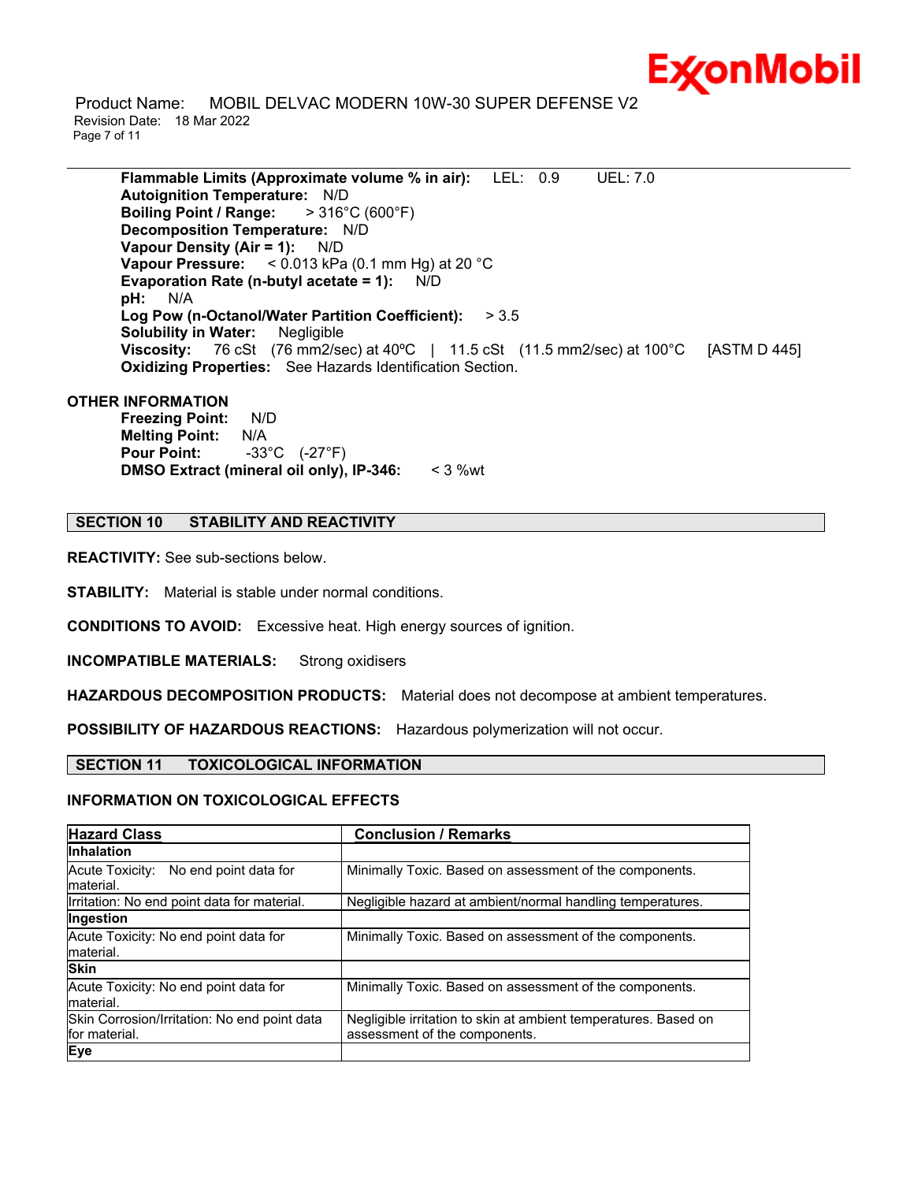**Flammable Limits (Approximate volume % in air):** LEL: 0.9 UEL: 7.0
**Autoignition Temperature:** N/D
**Boiling Point / Range:** > 316°C (600°F)
**Decomposition Temperature:** N/D
**Vapour Density (Air = 1):** N/D
**Vapour Pressure:** < 0.013 kPa (0.1 mm Hg) at 20 °C
**Evaporation Rate (n-butyl acetate = 1):** N/D
**pH:** N/A
**Log Pow (n-Octanol/Water Partition Coefficient):** > 3.5
**Solubility in Water:** Negligible
**Viscosity:** 76 cSt (76 mm2/sec) at 40ºC | 11.5 cSt (11.5 mm2/sec) at 100°C [ASTM D 445]
**Oxidizing Properties:** See Hazards Identification Section.

**OTHER INFORMATION**

**Freezing Point:** N/D
**Melting Point:** N/A
**Pour Point:** -33°C (-27°F)
**DMSO Extract (mineral oil only), IP-346:** < 3 %wt

## SECTION 10 STABILITY AND REACTIVITY

**REACTIVITY:** See sub-sections below.

**STABILITY:** Material is stable under normal conditions.

**CONDITIONS TO AVOID:** Excessive heat. High energy sources of ignition.

**INCOMPATIBLE MATERIALS:** Strong oxidisers

**HAZARDOUS DECOMPOSITION PRODUCTS:** Material does not decompose at ambient temperatures.

**POSSIBILITY OF HAZARDOUS REACTIONS:** Hazardous polymerization will not occur.

## SECTION 11 TOXICOLOGICAL INFORMATION

### INFORMATION ON TOXICOLOGICAL EFFECTS

| Hazard Class | Conclusion / Remarks |
|---|---|
| **Inhalation** | |
| Acute Toxicity: No end point data for material. | Minimally Toxic. Based on assessment of the components. |
| Irritation: No end point data for material. | Negligible hazard at ambient/normal handling temperatures. |
| **Ingestion** | |
| Acute Toxicity: No end point data for material. | Minimally Toxic. Based on assessment of the components. |
| **Skin** | |
| Acute Toxicity: No end point data for material. | Minimally Toxic. Based on assessment of the components. |
| Skin Corrosion/Irritation: No end point data for material. | Negligible irritation to skin at ambient temperatures. Based on assessment of the components. |
| **Eye** | |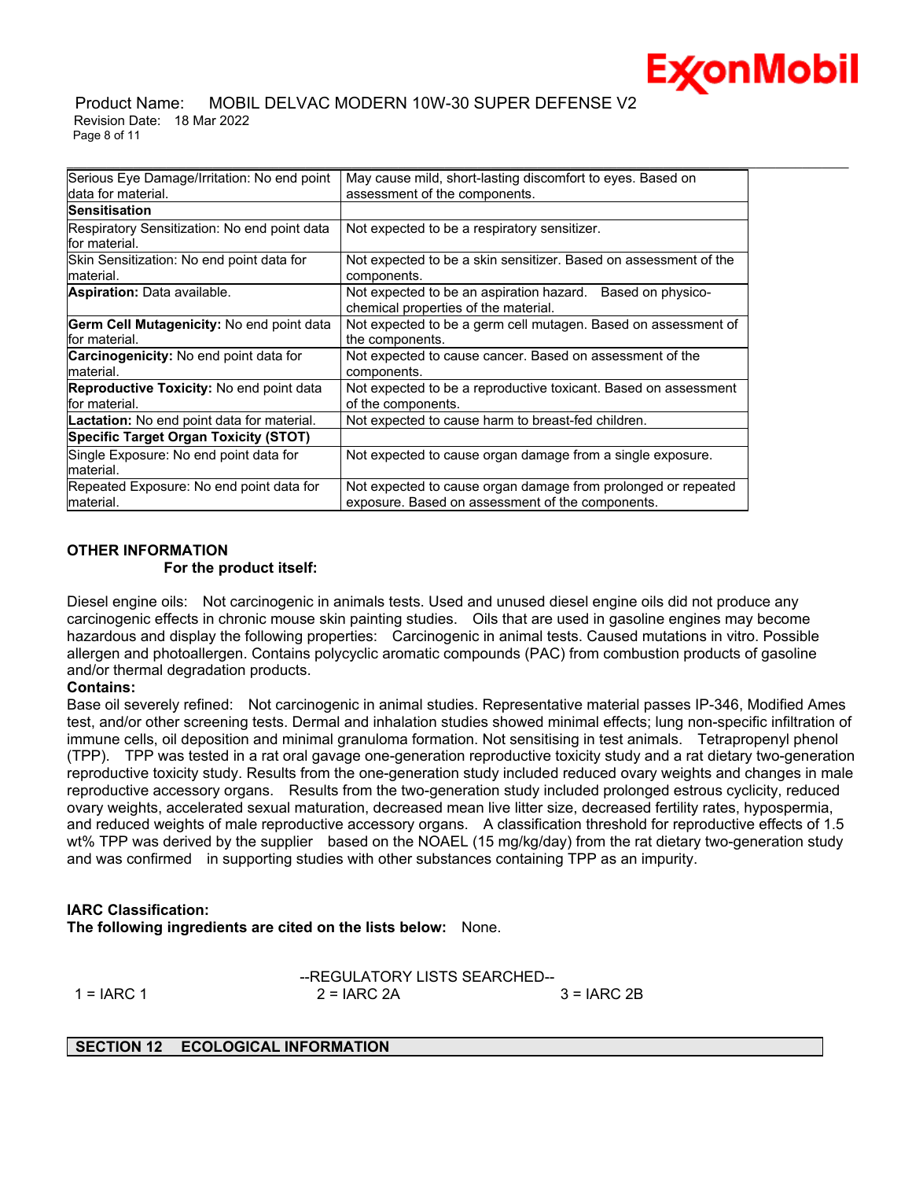| | |
|---|---|
| Serious Eye Damage/Irritation: No end point data for material. | May cause mild, short-lasting discomfort to eyes. Based on assessment of the components. |
| **Sensitisation** | |
| Respiratory Sensitization: No end point data for material. | Not expected to be a respiratory sensitizer. |
| Skin Sensitization: No end point data for material. | Not expected to be a skin sensitizer. Based on assessment of the components. |
| **Aspiration:** Data available. | Not expected to be an aspiration hazard. Based on physico-chemical properties of the material. |
| **Germ Cell Mutagenicity:** No end point data for material. | Not expected to be a germ cell mutagen. Based on assessment of the components. |
| **Carcinogenicity:** No end point data for material. | Not expected to cause cancer. Based on assessment of the components. |
| **Reproductive Toxicity:** No end point data for material. | Not expected to be a reproductive toxicant. Based on assessment of the components. |
| **Lactation:** No end point data for material. | Not expected to cause harm to breast-fed children. |
| **Specific Target Organ Toxicity (STOT)** | |
| Single Exposure: No end point data for material. | Not expected to cause organ damage from a single exposure. |
| Repeated Exposure: No end point data for material. | Not expected to cause organ damage from prolonged or repeated exposure. Based on assessment of the components. |

**OTHER INFORMATION**

**For the product itself:**

Diesel engine oils: Not carcinogenic in animals tests. Used and unused diesel engine oils did not produce any carcinogenic effects in chronic mouse skin painting studies. Oils that are used in gasoline engines may become hazardous and display the following properties: Carcinogenic in animal tests. Caused mutations in vitro. Possible allergen and photoallergen. Contains polycyclic aromatic compounds (PAC) from combustion products of gasoline and/or thermal degradation products.

**Contains:**

Base oil severely refined: Not carcinogenic in animal studies. Representative material passes IP-346, Modified Ames test, and/or other screening tests. Dermal and inhalation studies showed minimal effects; lung non-specific infiltration of immune cells, oil deposition and minimal granuloma formation. Not sensitising in test animals. Tetrapropenyl phenol (TPP). TPP was tested in a rat oral gavage one-generation reproductive toxicity study and a rat dietary two-generation reproductive toxicity study. Results from the one-generation study included reduced ovary weights and changes in male reproductive accessory organs. Results from the two-generation study included prolonged estrous cyclicity, reduced ovary weights, accelerated sexual maturation, decreased mean live litter size, decreased fertility rates, hypospermia, and reduced weights of male reproductive accessory organs. A classification threshold for reproductive effects of 1.5 wt% TPP was derived by the supplier based on the NOAEL (15 mg/kg/day) from the rat dietary two-generation study and was confirmed in supporting studies with other substances containing TPP as an impurity.

**IARC Classification:**

**The following ingredients are cited on the lists below:** None.

--REGULATORY LISTS SEARCHED--

1 = IARC 1 &nbsp;&nbsp;&nbsp; 2 = IARC 2A &nbsp;&nbsp;&nbsp; 3 = IARC 2B

## SECTION 12 ECOLOGICAL INFORMATION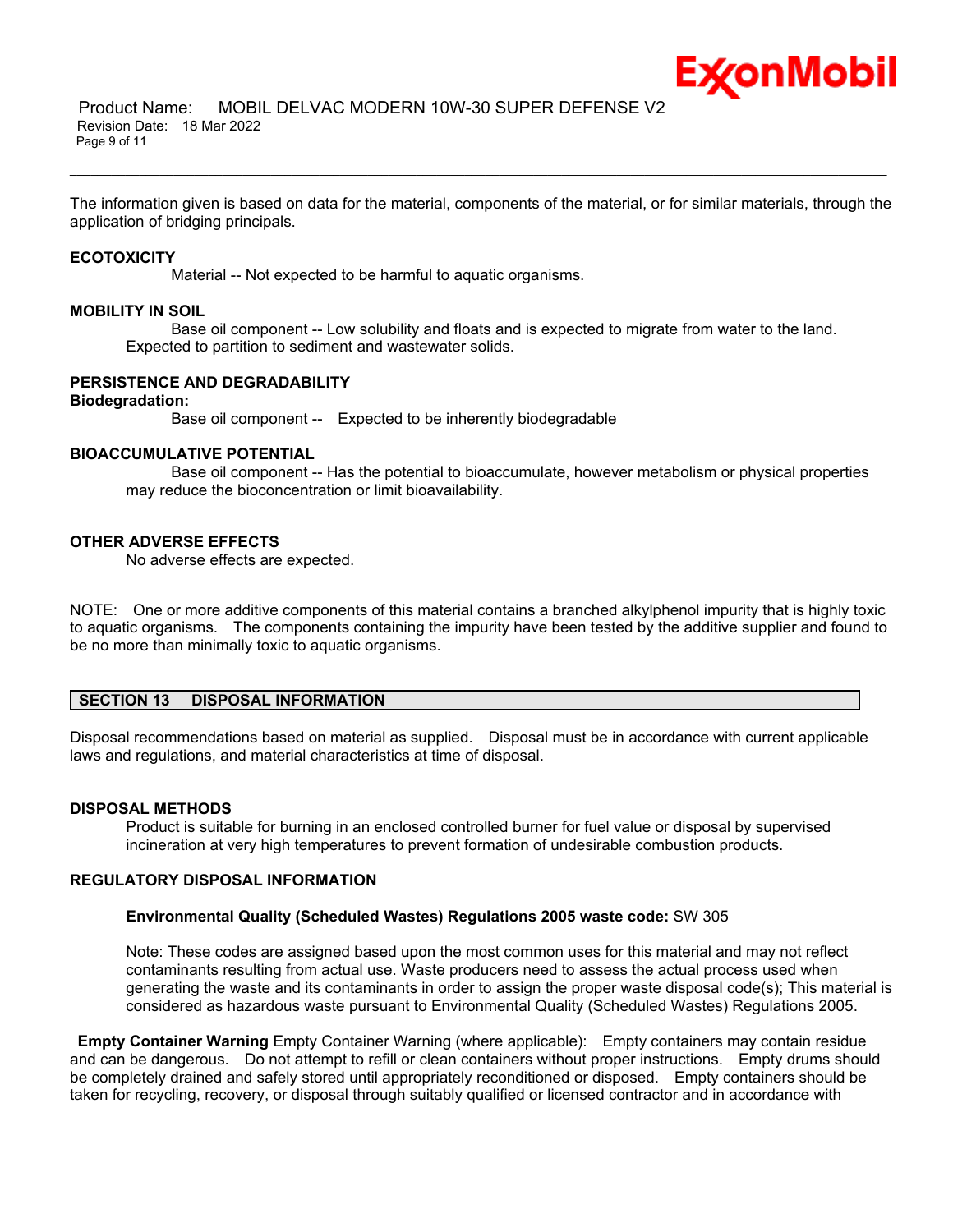The information given is based on data for the material, components of the material, or for similar materials, through the application of bridging principals.

### ECOTOXICITY

Material -- Not expected to be harmful to aquatic organisms.

### MOBILITY IN SOIL

Base oil component -- Low solubility and floats and is expected to migrate from water to the land. Expected to partition to sediment and wastewater solids.

### PERSISTENCE AND DEGRADABILITY

**Biodegradation:**

Base oil component -- Expected to be inherently biodegradable

### BIOACCUMULATIVE POTENTIAL

Base oil component -- Has the potential to bioaccumulate, however metabolism or physical properties may reduce the bioconcentration or limit bioavailability.

### OTHER ADVERSE EFFECTS

No adverse effects are expected.

NOTE: One or more additive components of this material contains a branched alkylphenol impurity that is highly toxic to aquatic organisms. The components containing the impurity have been tested by the additive supplier and found to be no more than minimally toxic to aquatic organisms.

## SECTION 13 DISPOSAL INFORMATION

Disposal recommendations based on material as supplied. Disposal must be in accordance with current applicable laws and regulations, and material characteristics at time of disposal.

### DISPOSAL METHODS

Product is suitable for burning in an enclosed controlled burner for fuel value or disposal by supervised incineration at very high temperatures to prevent formation of undesirable combustion products.

### REGULATORY DISPOSAL INFORMATION

**Environmental Quality (Scheduled Wastes) Regulations 2005 waste code:** SW 305

Note: These codes are assigned based upon the most common uses for this material and may not reflect contaminants resulting from actual use. Waste producers need to assess the actual process used when generating the waste and its contaminants in order to assign the proper waste disposal code(s); This material is considered as hazardous waste pursuant to Environmental Quality (Scheduled Wastes) Regulations 2005.

**Empty Container Warning** Empty Container Warning (where applicable): Empty containers may contain residue and can be dangerous. Do not attempt to refill or clean containers without proper instructions. Empty drums should be completely drained and safely stored until appropriately reconditioned or disposed. Empty containers should be taken for recycling, recovery, or disposal through suitably qualified or licensed contractor and in accordance with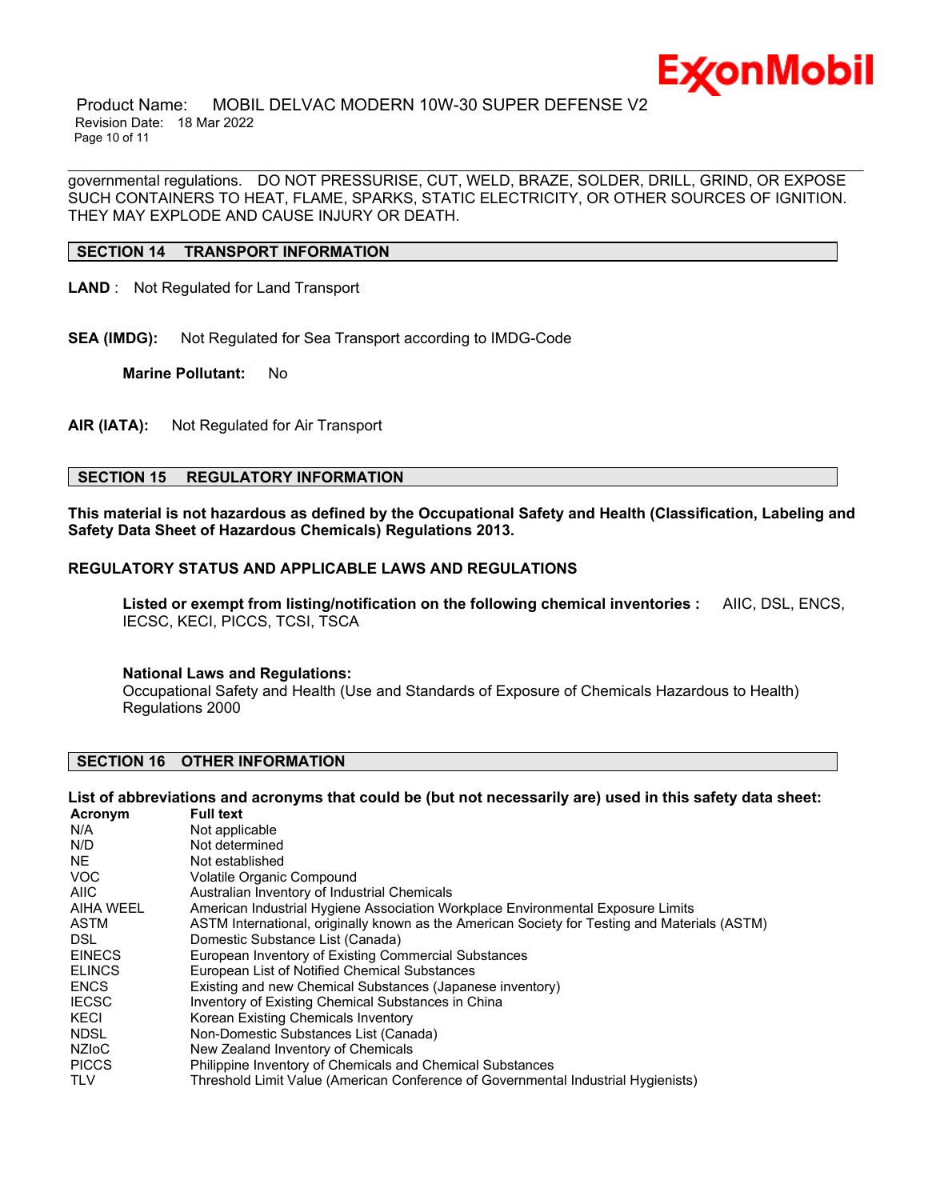governmental regulations. DO NOT PRESSURISE, CUT, WELD, BRAZE, SOLDER, DRILL, GRIND, OR EXPOSE SUCH CONTAINERS TO HEAT, FLAME, SPARKS, STATIC ELECTRICITY, OR OTHER SOURCES OF IGNITION. THEY MAY EXPLODE AND CAUSE INJURY OR DEATH.

## SECTION 14 TRANSPORT INFORMATION

**LAND** : Not Regulated for Land Transport

**SEA (IMDG):** Not Regulated for Sea Transport according to IMDG-Code

**Marine Pollutant:** No

**AIR (IATA):** Not Regulated for Air Transport

## SECTION 15 REGULATORY INFORMATION

**This material is not hazardous as defined by the Occupational Safety and Health (Classification, Labeling and Safety Data Sheet of Hazardous Chemicals) Regulations 2013.**

**REGULATORY STATUS AND APPLICABLE LAWS AND REGULATIONS**

**Listed or exempt from listing/notification on the following chemical inventories :** AIIC, DSL, ENCS, IECSC, KECI, PICCS, TCSI, TSCA

**National Laws and Regulations:**
Occupational Safety and Health (Use and Standards of Exposure of Chemicals Hazardous to Health) Regulations 2000

## SECTION 16 OTHER INFORMATION

**List of abbreviations and acronyms that could be (but not necessarily are) used in this safety data sheet:**

| Acronym | Full text |
|---|---|
| N/A | Not applicable |
| N/D | Not determined |
| NE | Not established |
| VOC | Volatile Organic Compound |
| AIIC | Australian Inventory of Industrial Chemicals |
| AIHA WEEL | American Industrial Hygiene Association Workplace Environmental Exposure Limits |
| ASTM | ASTM International, originally known as the American Society for Testing and Materials (ASTM) |
| DSL | Domestic Substance List (Canada) |
| EINECS | European Inventory of Existing Commercial Substances |
| ELINCS | European List of Notified Chemical Substances |
| ENCS | Existing and new Chemical Substances (Japanese inventory) |
| IECSC | Inventory of Existing Chemical Substances in China |
| KECI | Korean Existing Chemicals Inventory |
| NDSL | Non-Domestic Substances List (Canada) |
| NZIoC | New Zealand Inventory of Chemicals |
| PICCS | Philippine Inventory of Chemicals and Chemical Substances |
| TLV | Threshold Limit Value (American Conference of Governmental Industrial Hygienists) |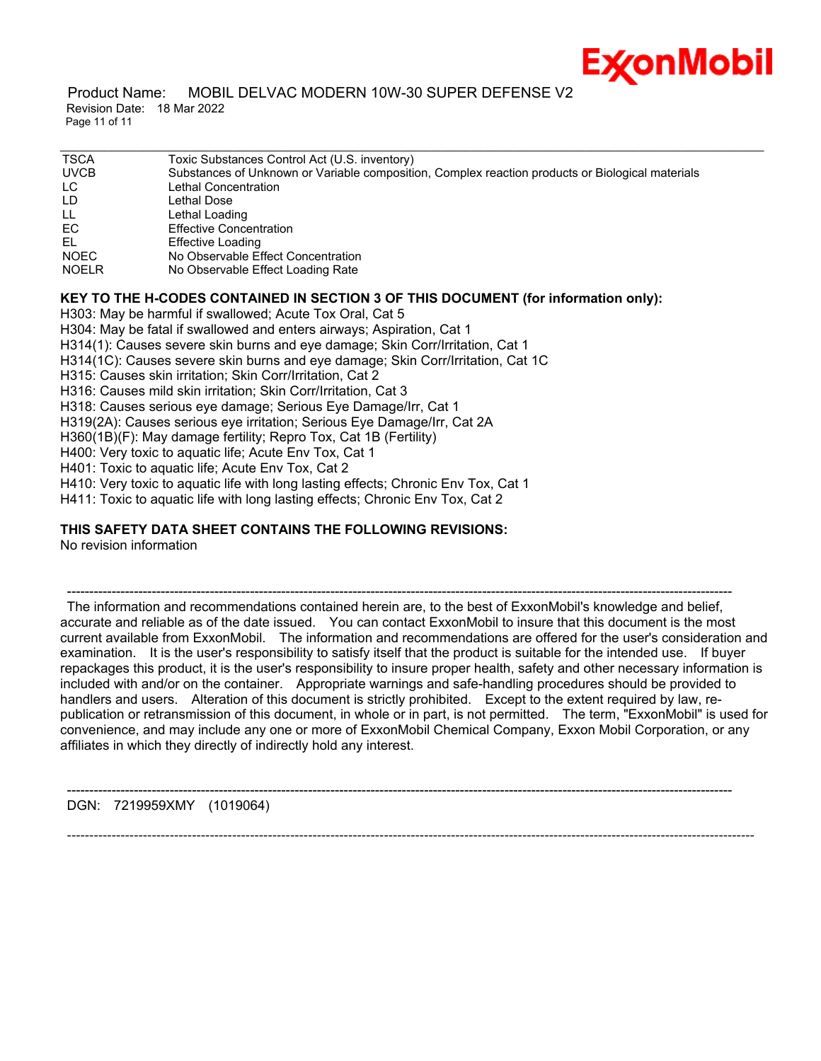| | |
|---|---|
| TSCA | Toxic Substances Control Act (U.S. inventory) |
| UVCB | Substances of Unknown or Variable composition, Complex reaction products or Biological materials |
| LC | Lethal Concentration |
| LD | Lethal Dose |
| LL | Lethal Loading |
| EC | Effective Concentration |
| EL | Effective Loading |
| NOEC | No Observable Effect Concentration |
| NOELR | No Observable Effect Loading Rate |

**KEY TO THE H-CODES CONTAINED IN SECTION 3 OF THIS DOCUMENT (for information only):**

H303: May be harmful if swallowed; Acute Tox Oral, Cat 5
H304: May be fatal if swallowed and enters airways; Aspiration, Cat 1
H314(1): Causes severe skin burns and eye damage; Skin Corr/Irritation, Cat 1
H314(1C): Causes severe skin burns and eye damage; Skin Corr/Irritation, Cat 1C
H315: Causes skin irritation; Skin Corr/Irritation, Cat 2
H316: Causes mild skin irritation; Skin Corr/Irritation, Cat 3
H318: Causes serious eye damage; Serious Eye Damage/Irr, Cat 1
H319(2A): Causes serious eye irritation; Serious Eye Damage/Irr, Cat 2A
H360(1B)(F): May damage fertility; Repro Tox, Cat 1B (Fertility)
H400: Very toxic to aquatic life; Acute Env Tox, Cat 1
H401: Toxic to aquatic life; Acute Env Tox, Cat 2
H410: Very toxic to aquatic life with long lasting effects; Chronic Env Tox, Cat 1
H411: Toxic to aquatic life with long lasting effects; Chronic Env Tox, Cat 2

**THIS SAFETY DATA SHEET CONTAINS THE FOLLOWING REVISIONS:**

No revision information

---

The information and recommendations contained herein are, to the best of ExxonMobil's knowledge and belief, accurate and reliable as of the date issued. You can contact ExxonMobil to insure that this document is the most current available from ExxonMobil. The information and recommendations are offered for the user's consideration and examination. It is the user's responsibility to satisfy itself that the product is suitable for the intended use. If buyer repackages this product, it is the user's responsibility to insure proper health, safety and other necessary information is included with and/or on the container. Appropriate warnings and safe-handling procedures should be provided to handlers and users. Alteration of this document is strictly prohibited. Except to the extent required by law, re-publication or retransmission of this document, in whole or in part, is not permitted. The term, "ExxonMobil" is used for convenience, and may include any one or more of ExxonMobil Chemical Company, Exxon Mobil Corporation, or any affiliates in which they directly of indirectly hold any interest.

---

DGN: 7219959XMY (1019064)

---